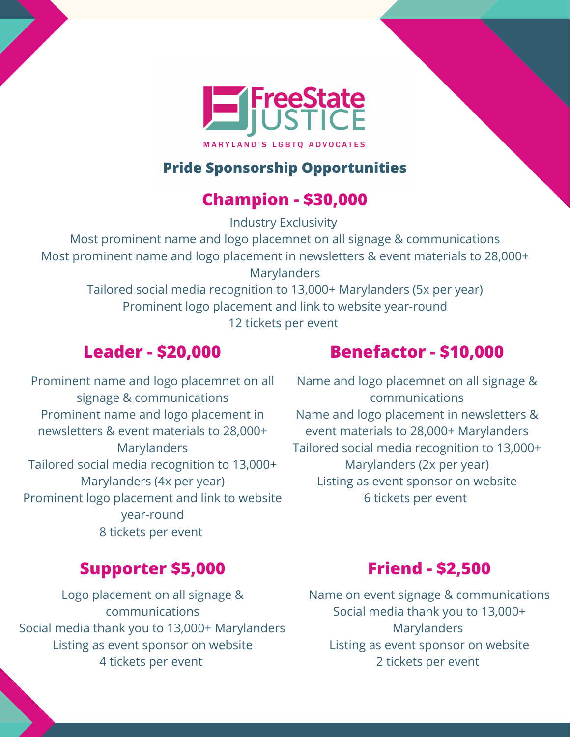FreeState JUSTICE

MARYLAND'S LGBTQ ADVOCATES

## Pride Sponsorship Opportunities

### Champion - $30,000

Industry Exclusivity
Most prominent name and logo placemnet on all signage & communications
Most prominent name and logo placement in newsletters & event materials to 28,000+ Marylanders
Tailored social media recognition to 13,000+ Marylanders (5x per year)
Prominent logo placement and link to website year-round
12 tickets per event

### Leader - $20,000

Prominent name and logo placemnet on all signage & communications
Prominent name and logo placement in newsletters & event materials to 28,000+ Marylanders
Tailored social media recognition to 13,000+ Marylanders (4x per year)
Prominent logo placement and link to website year-round
8 tickets per event

### Benefactor - $10,000

Name and logo placemnet on all signage & communications
Name and logo placement in newsletters & event materials to 28,000+ Marylanders
Tailored social media recognition to 13,000+ Marylanders (2x per year)
Listing as event sponsor on website
6 tickets per event

### Supporter $5,000

Logo placement on all signage & communications
Social media thank you to 13,000+ Marylanders
Listing as event sponsor on website
4 tickets per event

### Friend - $2,500

Name on event signage & communications
Social media thank you to 13,000+ Marylanders
Listing as event sponsor on website
2 tickets per event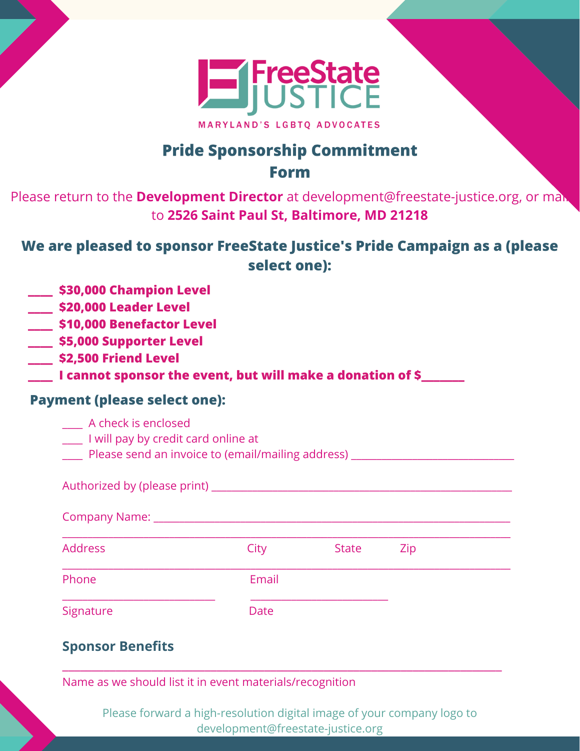FreeState JUSTICE

MARYLAND'S LGBTQ ADVOCATES

## Pride Sponsorship Commitment Form

Please return to the **Development Director** at development@freestate-justice.org, or mail to **2526 Saint Paul St, Baltimore, MD 21218**

### We are pleased to sponsor FreeState Justice's Pride Campaign as a (please select one):

____ **$30,000 Champion Level**
____ **$20,000 Leader Level**
____ **$10,000 Benefactor Level**
____ **$5,000 Supporter Level**
____ **$2,500 Friend Level**
____ **I cannot sponsor the event, but will make a donation of $_______**

### Payment (please select one):

____ A check is enclosed
____ I will pay by credit card online at
____ Please send an invoice to (email/mailing address) ______________________________

Authorized by (please print) ________________________________________________________

Company Name: __________________________________________________________________

______________________________________________________________________________
Address City State Zip

______________________________________________________________________________
Phone Email

____________________________ _________________________
Signature Date

### Sponsor Benefits

______________________________________________________________________________
Name as we should list it in event materials/recognition

Please forward a high-resolution digital image of your company logo to development@freestate-justice.org